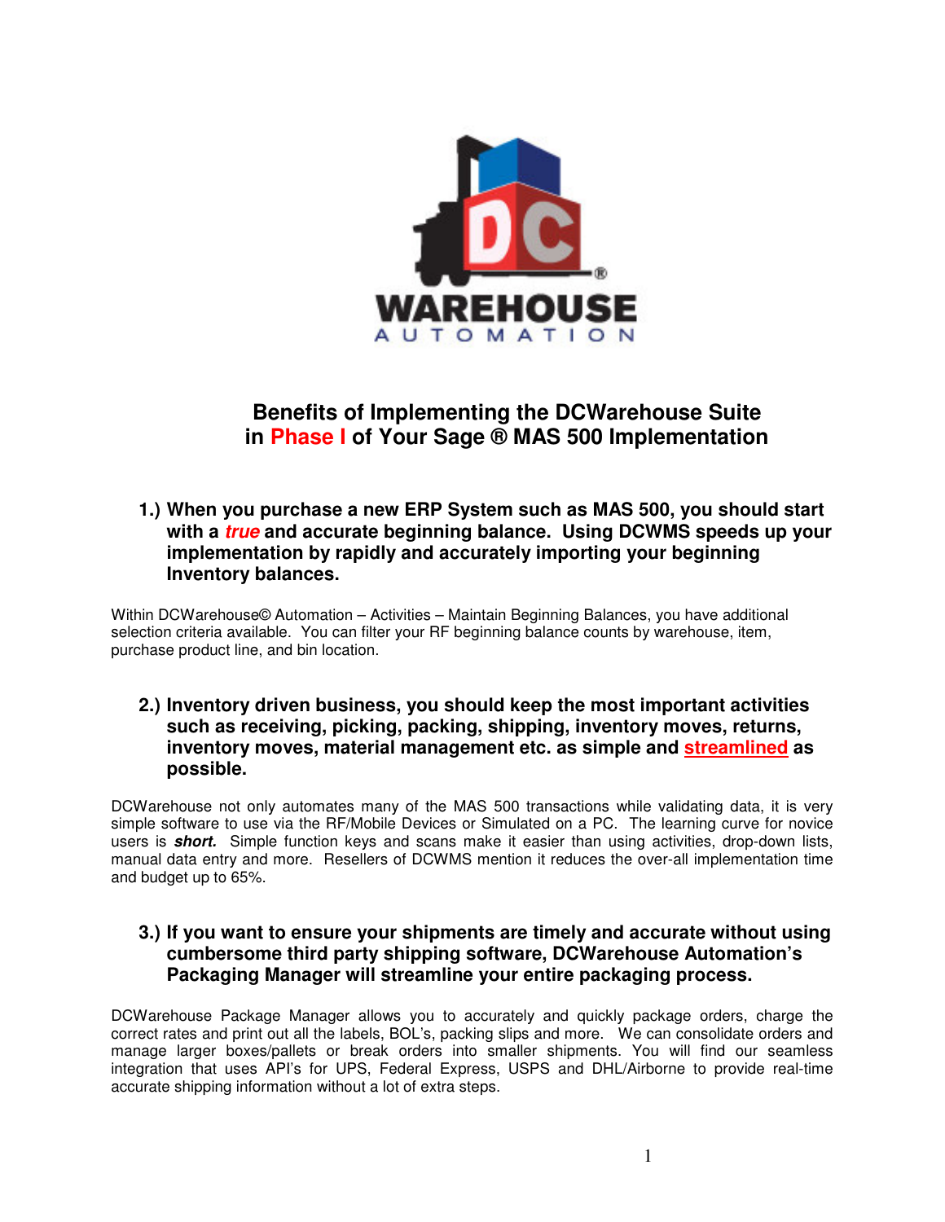# Benefits of Implementing the DCWarehouse Suite in Phase I of Your Sage ® MAS 500 Implementation

### 1.) When you purchase a new ERP System such as MAS 500, you should start with a ***true*** and accurate beginning balance. Using DCWMS speeds up your implementation by rapidly and accurately importing your beginning Inventory balances.

Within DCWarehouse© Automation – Activities – Maintain Beginning Balances, you have additional selection criteria available. You can filter your RF beginning balance counts by warehouse, item, purchase product line, and bin location.

### 2.) Inventory driven business, you should keep the most important activities such as receiving, picking, packing, shipping, inventory moves, returns, inventory moves, material management etc. as simple and streamlined as possible.

DCWarehouse not only automates many of the MAS 500 transactions while validating data, it is very simple software to use via the RF/Mobile Devices or Simulated on a PC. The learning curve for novice users is ***short.*** Simple function keys and scans make it easier than using activities, drop-down lists, manual data entry and more. Resellers of DCWMS mention it reduces the over-all implementation time and budget up to 65%.

### 3.) If you want to ensure your shipments are timely and accurate without using cumbersome third party shipping software, DCWarehouse Automation's Packaging Manager will streamline your entire packaging process.

DCWarehouse Package Manager allows you to accurately and quickly package orders, charge the correct rates and print out all the labels, BOL's, packing slips and more. We can consolidate orders and manage larger boxes/pallets or break orders into smaller shipments. You will find our seamless integration that uses API's for UPS, Federal Express, USPS and DHL/Airborne to provide real-time accurate shipping information without a lot of extra steps.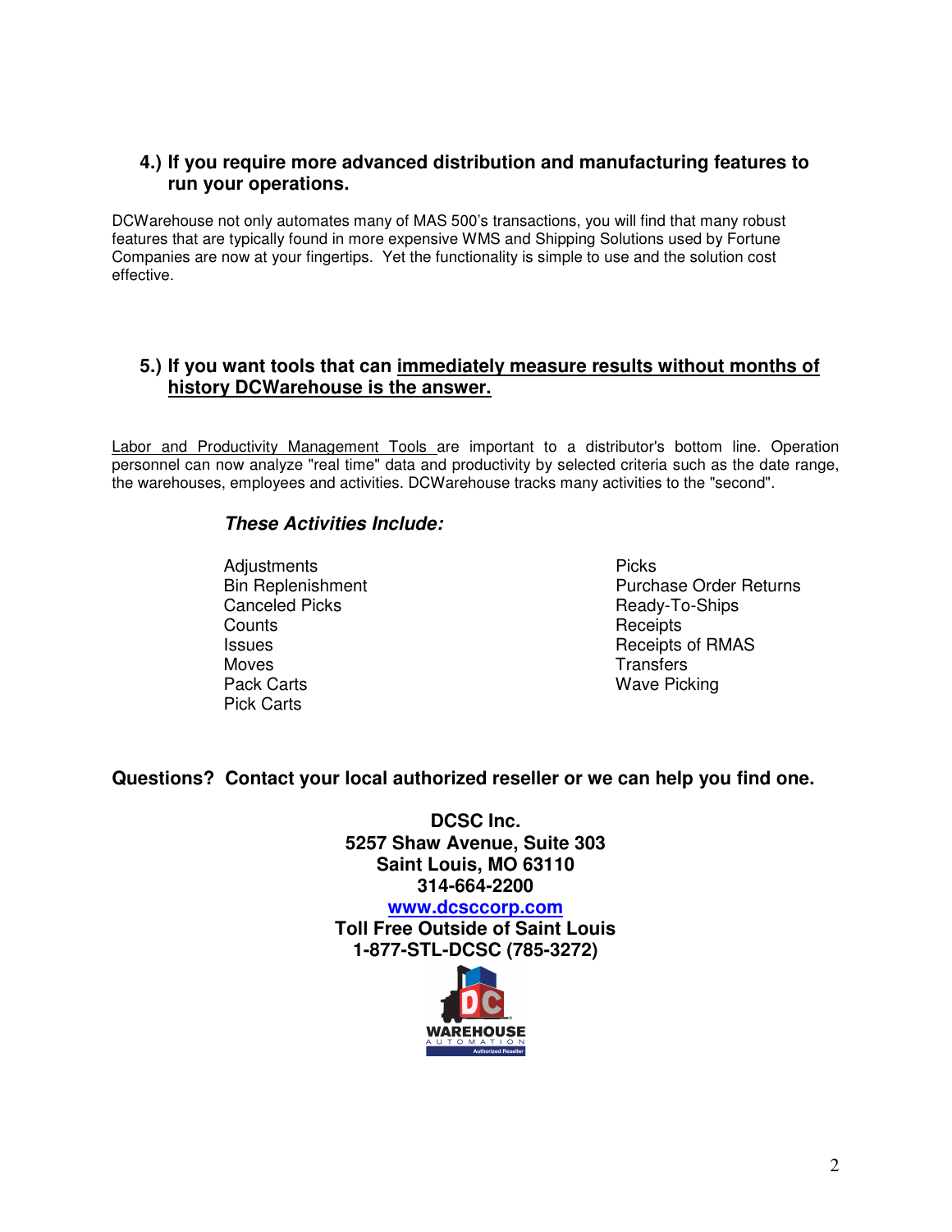### 4.) If you require more advanced distribution and manufacturing features to run your operations.

DCWarehouse not only automates many of MAS 500's transactions, you will find that many robust features that are typically found in more expensive WMS and Shipping Solutions used by Fortune Companies are now at your fingertips. Yet the functionality is simple to use and the solution cost effective.

### 5.) If you want tools that can <u>immediately measure results without months of history DCWarehouse is the answer.</u>

<u>Labor and Productivity Management Tools</u> are important to a distributor's bottom line. Operation personnel can now analyze "real time" data and productivity by selected criteria such as the date range, the warehouses, employees and activities. DCWarehouse tracks many activities to the "second".

***These Activities Include:***

- Adjustments
- Bin Replenishment
- Canceled Picks
- Counts
- Issues
- Moves
- Pack Carts
- Pick Carts
- Picks
- Purchase Order Returns
- Ready-To-Ships
- Receipts
- Receipts of RMAS
- Transfers
- Wave Picking

**Questions? Contact your local authorized reseller or we can help you find one.**

**DCSC Inc.**
**5257 Shaw Avenue, Suite 303**
**Saint Louis, MO 63110**
**314-664-2200**
**[www.dcsccorp.com](http://www.dcsccorp.com)**
**Toll Free Outside of Saint Louis**
**1-877-STL-DCSC (785-3272)**

DC WAREHOUSE AUTOMATION
Authorized Reseller